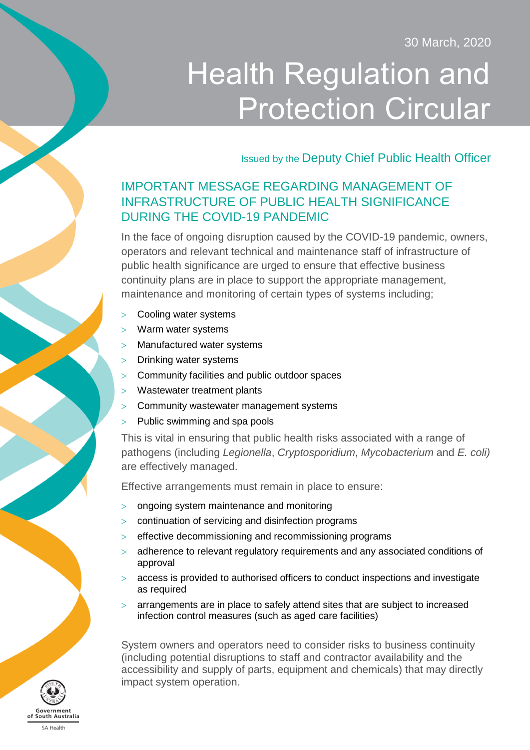30 March, 2020

# Health Regulation and Protection Circular

Issued by the Deputy Chief Public Health Officer

## IMPORTANT MESSAGE REGARDING MANAGEMENT OF INFRASTRUCTURE OF PUBLIC HEALTH SIGNIFICANCE DURING THE COVID-19 PANDEMIC

In the face of ongoing disruption caused by the COVID-19 pandemic, owners, operators and relevant technical and maintenance staff of infrastructure of public health significance are urged to ensure that effective business continuity plans are in place to support the appropriate management, maintenance and monitoring of certain types of systems including;

- Cooling water systems
- Warm water systems
- Manufactured water systems
- Drinking water systems
- Community facilities and public outdoor spaces
- Wastewater treatment plants
- Community wastewater management systems
- Public swimming and spa pools

This is vital in ensuring that public health risks associated with a range of pathogens (including *Legionella*, *Cryptosporidium*, *Mycobacterium* and *E. coli)* are effectively managed.

Effective arrangements must remain in place to ensure:

- ongoing system maintenance and monitoring
- continuation of servicing and disinfection programs
- effective decommissioning and recommissioning programs
- adherence to relevant regulatory requirements and any associated conditions of approval
- access is provided to authorised officers to conduct inspections and investigate as required
- arrangements are in place to safely attend sites that are subject to increased infection control measures (such as aged care facilities)

System owners and operators need to consider risks to business continuity (including potential disruptions to staff and contractor availability and the accessibility and supply of parts, equipment and chemicals) that may directly impact system operation.

Government of South Australia

SA Health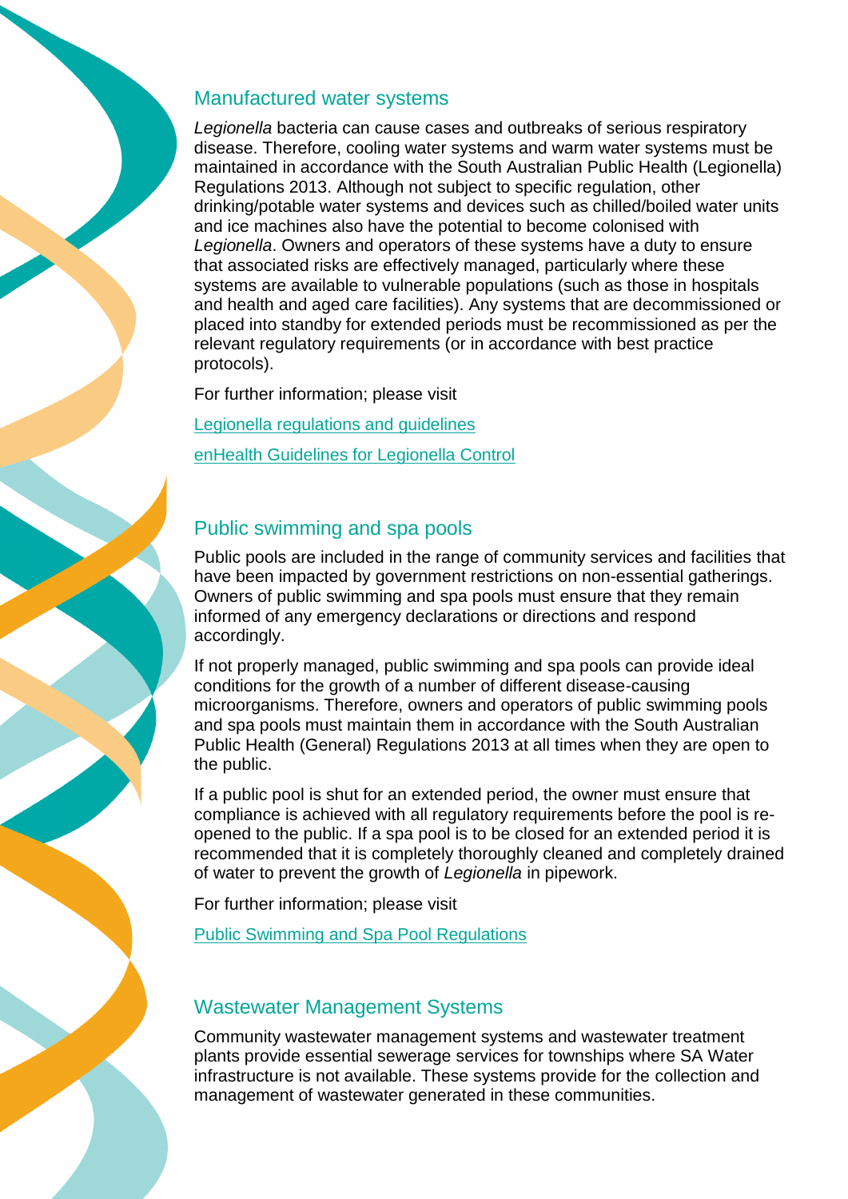## Manufactured water systems

*Legionella* bacteria can cause cases and outbreaks of serious respiratory disease. Therefore, cooling water systems and warm water systems must be maintained in accordance with the South Australian Public Health (Legionella) Regulations 2013. Although not subject to specific regulation, other drinking/potable water systems and devices such as chilled/boiled water units and ice machines also have the potential to become colonised with *Legionella*. Owners and operators of these systems have a duty to ensure that associated risks are effectively managed, particularly where these systems are available to vulnerable populations (such as those in hospitals and health and aged care facilities). Any systems that are decommissioned or placed into standby for extended periods must be recommissioned as per the relevant regulatory requirements (or in accordance with best practice protocols).

For further information; please visit

Legionella regulations and guidelines

enHealth Guidelines for Legionella Control

## Public swimming and spa pools

Public pools are included in the range of community services and facilities that have been impacted by government restrictions on non-essential gatherings. Owners of public swimming and spa pools must ensure that they remain informed of any emergency declarations or directions and respond accordingly.

If not properly managed, public swimming and spa pools can provide ideal conditions for the growth of a number of different disease-causing microorganisms. Therefore, owners and operators of public swimming pools and spa pools must maintain them in accordance with the South Australian Public Health (General) Regulations 2013 at all times when they are open to the public.

If a public pool is shut for an extended period, the owner must ensure that compliance is achieved with all regulatory requirements before the pool is re-opened to the public. If a spa pool is to be closed for an extended period it is recommended that it is completely thoroughly cleaned and completely drained of water to prevent the growth of *Legionella* in pipework.

For further information; please visit

Public Swimming and Spa Pool Regulations

## Wastewater Management Systems

Community wastewater management systems and wastewater treatment plants provide essential sewerage services for townships where SA Water infrastructure is not available. These systems provide for the collection and management of wastewater generated in these communities.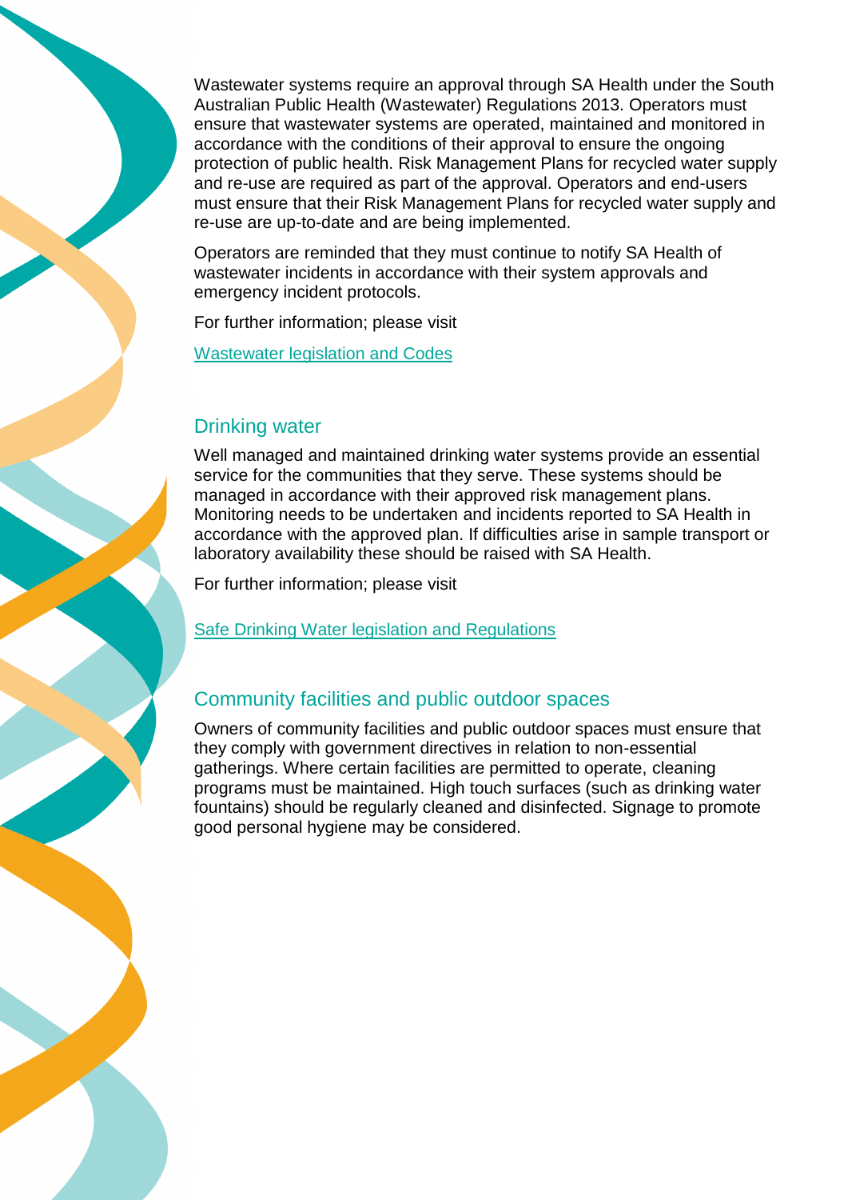Wastewater systems require an approval through SA Health under the South Australian Public Health (Wastewater) Regulations 2013. Operators must ensure that wastewater systems are operated, maintained and monitored in accordance with the conditions of their approval to ensure the ongoing protection of public health. Risk Management Plans for recycled water supply and re-use are required as part of the approval. Operators and end-users must ensure that their Risk Management Plans for recycled water supply and re-use are up-to-date and are being implemented.

Operators are reminded that they must continue to notify SA Health of wastewater incidents in accordance with their system approvals and emergency incident protocols.

For further information; please visit

Wastewater legislation and Codes

## Drinking water

Well managed and maintained drinking water systems provide an essential service for the communities that they serve. These systems should be managed in accordance with their approved risk management plans. Monitoring needs to be undertaken and incidents reported to SA Health in accordance with the approved plan. If difficulties arise in sample transport or laboratory availability these should be raised with SA Health.

For further information; please visit

Safe Drinking Water legislation and Regulations

## Community facilities and public outdoor spaces

Owners of community facilities and public outdoor spaces must ensure that they comply with government directives in relation to non-essential gatherings. Where certain facilities are permitted to operate, cleaning programs must be maintained. High touch surfaces (such as drinking water fountains) should be regularly cleaned and disinfected. Signage to promote good personal hygiene may be considered.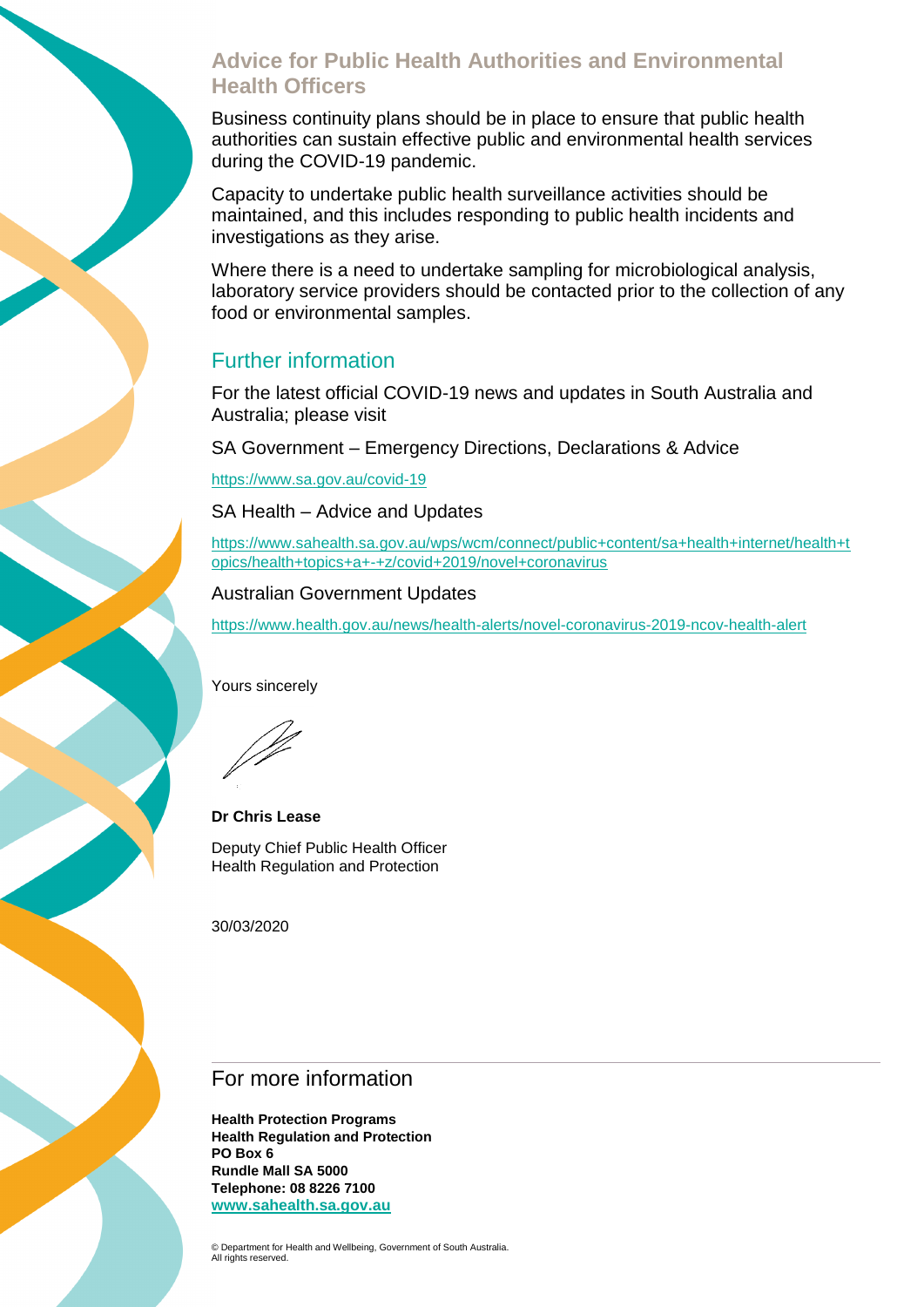## Advice for Public Health Authorities and Environmental Health Officers

Business continuity plans should be in place to ensure that public health authorities can sustain effective public and environmental health services during the COVID-19 pandemic.

Capacity to undertake public health surveillance activities should be maintained, and this includes responding to public health incidents and investigations as they arise.

Where there is a need to undertake sampling for microbiological analysis, laboratory service providers should be contacted prior to the collection of any food or environmental samples.

## Further information

For the latest official COVID-19 news and updates in South Australia and Australia; please visit

SA Government – Emergency Directions, Declarations & Advice

https://www.sa.gov.au/covid-19

SA Health – Advice and Updates

https://www.sahealth.sa.gov.au/wps/wcm/connect/public+content/sa+health+internet/health+topics/health+topics+a+-+z/covid+2019/novel+coronavirus

Australian Government Updates

https://www.health.gov.au/news/health-alerts/novel-coronavirus-2019-ncov-health-alert

Yours sincerely

**Dr Chris Lease**

Deputy Chief Public Health Officer
Health Regulation and Protection

30/03/2020

## For more information

**Health Protection Programs**
**Health Regulation and Protection**
**PO Box 6**
**Rundle Mall SA 5000**
**Telephone: 08 8226 7100**
**www.sahealth.sa.gov.au**

© Department for Health and Wellbeing, Government of South Australia. All rights reserved.